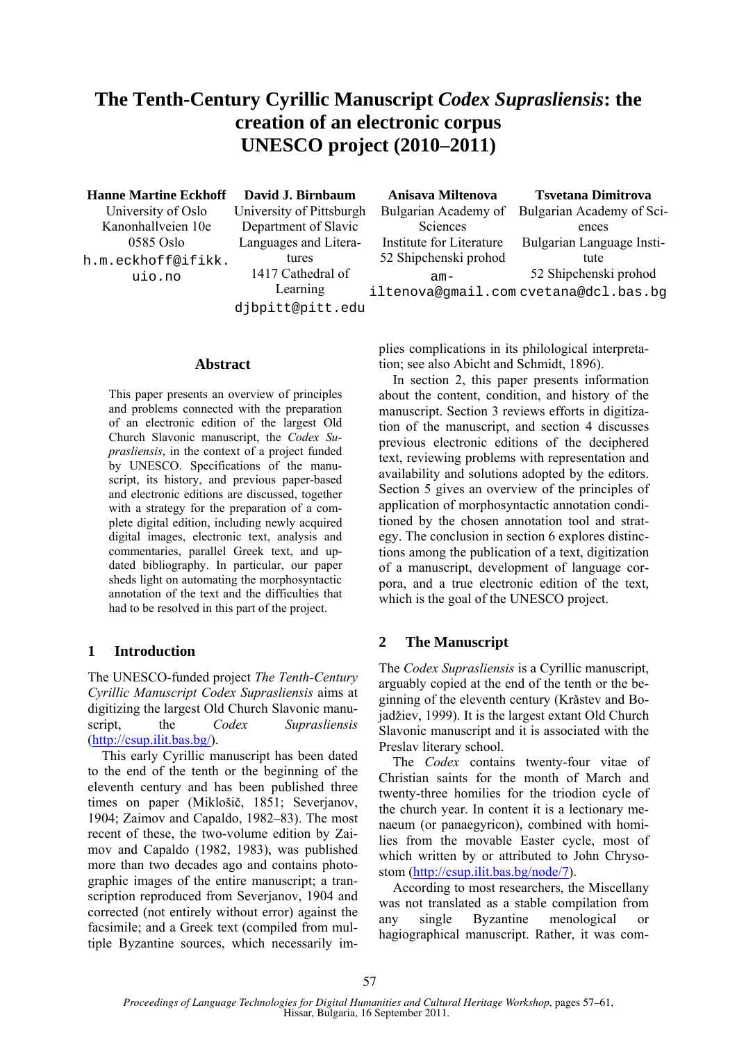# The Tenth-Century Cyrillic Manuscript *Codex Suprasliensis*: the creation of an electronic corpus UNESCO project (2010–2011)

**Hanne Martine Eckhoff**
University of Oslo
Kanonhallveien 10e
0585 Oslo
h.m.eckhoff@ifikk.uio.no

**David J. Birnbaum**
University of Pittsburgh
Department of Slavic Languages and Literatures
1417 Cathedral of Learning
djbpitt@pitt.edu

**Anisava Miltenova**
Bulgarian Academy of Sciences
Institute for Literature
52 Shipchenski prohod
amiltenova@gmail.com

**Tsvetana Dimitrova**
Bulgarian Academy of Sciences
Bulgarian Language Institute
52 Shipchenski prohod
cvetana@dcl.bas.bg

## Abstract

This paper presents an overview of principles and problems connected with the preparation of an electronic edition of the largest Old Church Slavonic manuscript, the *Codex Suprasliensis*, in the context of a project funded by UNESCO. Specifications of the manuscript, its history, and previous paper-based and electronic editions are discussed, together with a strategy for the preparation of a complete digital edition, including newly acquired digital images, electronic text, analysis and commentaries, parallel Greek text, and updated bibliography. In particular, our paper sheds light on automating the morphosyntactic annotation of the text and the difficulties that had to be resolved in this part of the project.

## 1 Introduction

The UNESCO-funded project *The Tenth-Century Cyrillic Manuscript Codex Suprasliensis* aims at digitizing the largest Old Church Slavonic manuscript, the *Codex Suprasliensis* (http://csup.ilit.bas.bg/).

This early Cyrillic manuscript has been dated to the end of the tenth or the beginning of the eleventh century and has been published three times on paper (Miklošič, 1851; Severjanov, 1904; Zaimov and Capaldo, 1982–83). The most recent of these, the two-volume edition by Zaimov and Capaldo (1982, 1983), was published more than two decades ago and contains photographic images of the entire manuscript; a transcription reproduced from Severjanov, 1904 and corrected (not entirely without error) against the facsimile; and a Greek text (compiled from multiple Byzantine sources, which necessarily implies complications in its philological interpretation; see also Abicht and Schmidt, 1896).

In section 2, this paper presents information about the content, condition, and history of the manuscript. Section 3 reviews efforts in digitization of the manuscript, and section 4 discusses previous electronic editions of the deciphered text, reviewing problems with representation and availability and solutions adopted by the editors. Section 5 gives an overview of the principles of application of morphosyntactic annotation conditioned by the chosen annotation tool and strategy. The conclusion in section 6 explores distinctions among the publication of a text, digitization of a manuscript, development of language corpora, and a true electronic edition of the text, which is the goal of the UNESCO project.

## 2 The Manuscript

The *Codex Suprasliensis* is a Cyrillic manuscript, arguably copied at the end of the tenth or the beginning of the eleventh century (Krăstev and Bojadžiev, 1999). It is the largest extant Old Church Slavonic manuscript and it is associated with the Preslav literary school.

The *Codex* contains twenty-four vitae of Christian saints for the month of March and twenty-three homilies for the triodion cycle of the church year. In content it is a lectionary menaeum (or panaegyricon), combined with homilies from the movable Easter cycle, most of which written by or attributed to John Chrysostom (http://csup.ilit.bas.bg/node/7).

According to most researchers, the Miscellany was not translated as a stable compilation from any single Byzantine menological or hagiographical manuscript. Rather, it was com-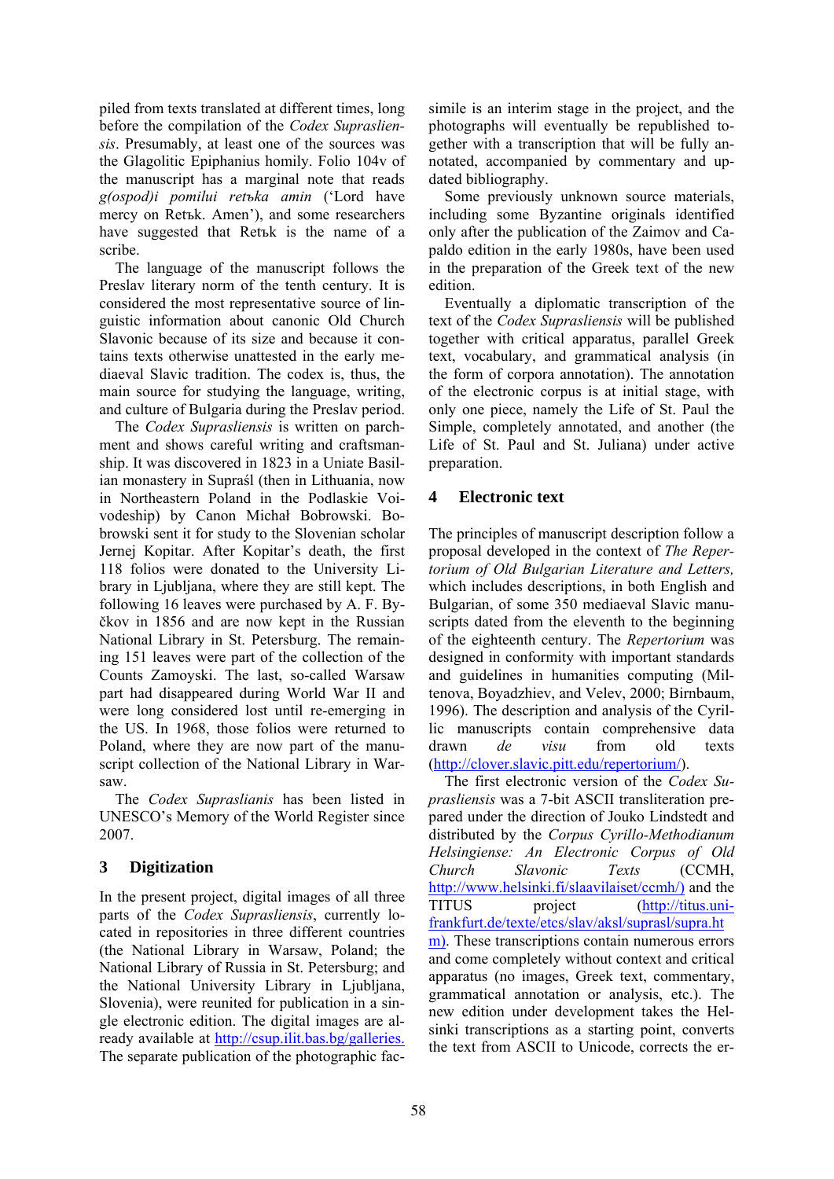piled from texts translated at different times, long before the compilation of the *Codex Suprasliensis*. Presumably, at least one of the sources was the Glagolitic Epiphanius homily. Folio 104v of the manuscript has a marginal note that reads *g(ospod)i pomilui retъka amin* ('Lord have mercy on Retъk. Amen'), and some researchers have suggested that Retъk is the name of a scribe.

The language of the manuscript follows the Preslav literary norm of the tenth century. It is considered the most representative source of linguistic information about canonic Old Church Slavonic because of its size and because it contains texts otherwise unattested in the early mediaeval Slavic tradition. The codex is, thus, the main source for studying the language, writing, and culture of Bulgaria during the Preslav period.

The *Codex Suprasliensis* is written on parchment and shows careful writing and craftsmanship. It was discovered in 1823 in a Uniate Basilian monastery in Supraśl (then in Lithuania, now in Northeastern Poland in the Podlaskie Voivodeship) by Canon Michał Bobrowski. Bobrowski sent it for study to the Slovenian scholar Jernej Kopitar. After Kopitar's death, the first 118 folios were donated to the University Library in Ljubljana, where they are still kept. The following 16 leaves were purchased by A. F. Byčkov in 1856 and are now kept in the Russian National Library in St. Petersburg. The remaining 151 leaves were part of the collection of the Counts Zamoyski. The last, so-called Warsaw part had disappeared during World War II and were long considered lost until re-emerging in the US. In 1968, those folios were returned to Poland, where they are now part of the manuscript collection of the National Library in Warsaw.

The *Codex Suprasliansis* has been listed in UNESCO's Memory of the World Register since 2007.

## 3 Digitization

In the present project, digital images of all three parts of the *Codex Suprasliensis*, currently located in repositories in three different countries (the National Library in Warsaw, Poland; the National Library of Russia in St. Petersburg; and the National University Library in Ljubljana, Slovenia), were reunited for publication in a single electronic edition. The digital images are already available at http://csup.ilit.bas.bg/galleries. The separate publication of the photographic facsimile is an interim stage in the project, and the photographs will eventually be republished together with a transcription that will be fully annotated, accompanied by commentary and updated bibliography.

Some previously unknown source materials, including some Byzantine originals identified only after the publication of the Zaimov and Capaldo edition in the early 1980s, have been used in the preparation of the Greek text of the new edition.

Eventually a diplomatic transcription of the text of the *Codex Suprasliensis* will be published together with critical apparatus, parallel Greek text, vocabulary, and grammatical analysis (in the form of corpora annotation). The annotation of the electronic corpus is at initial stage, with only one piece, namely the Life of St. Paul the Simple, completely annotated, and another (the Life of St. Paul and St. Juliana) under active preparation.

## 4 Electronic text

The principles of manuscript description follow a proposal developed in the context of *The Repertorium of Old Bulgarian Literature and Letters,* which includes descriptions, in both English and Bulgarian, of some 350 mediaeval Slavic manuscripts dated from the eleventh to the beginning of the eighteenth century. The *Repertorium* was designed in conformity with important standards and guidelines in humanities computing (Miltenova, Boyadzhiev, and Velev, 2000; Birnbaum, 1996). The description and analysis of the Cyrillic manuscripts contain comprehensive data drawn *de visu* from old texts (http://clover.slavic.pitt.edu/repertorium/).

The first electronic version of the *Codex Suprasliensis* was a 7-bit ASCII transliteration prepared under the direction of Jouko Lindstedt and distributed by the *Corpus Cyrillo-Methodianum Helsingiense: An Electronic Corpus of Old Church Slavonic Texts* (CCMH, http://www.helsinki.fi/slaavilaiset/ccmh/) and the TITUS project (http://titus.uni-frankfurt.de/texte/etcs/slav/aksl/suprasl/supra.htm). These transcriptions contain numerous errors and come completely without context and critical apparatus (no images, Greek text, commentary, grammatical annotation or analysis, etc.). The new edition under development takes the Helsinki transcriptions as a starting point, converts the text from ASCII to Unicode, corrects the er-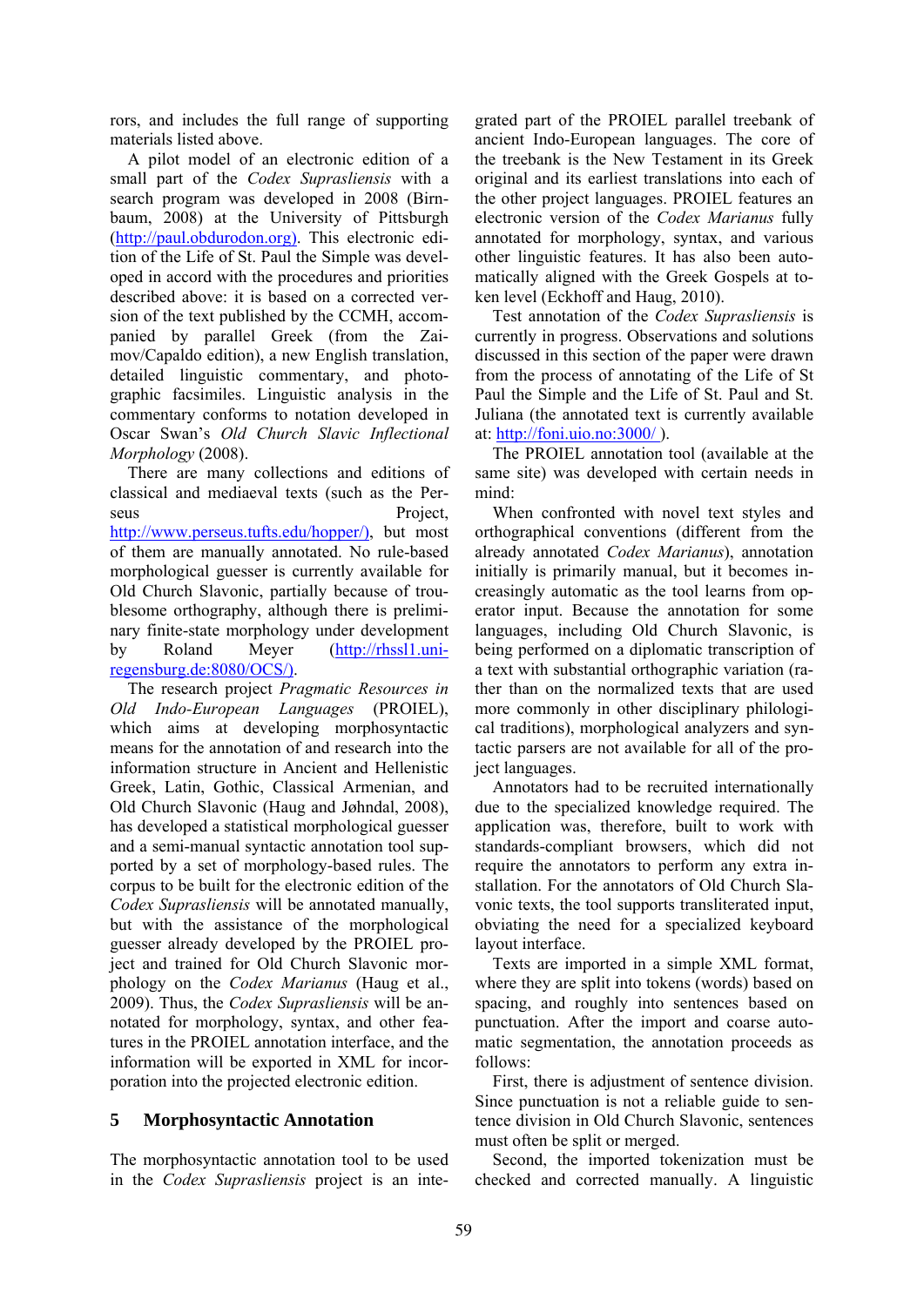rors, and includes the full range of supporting materials listed above.

A pilot model of an electronic edition of a small part of the *Codex Suprasliensis* with a search program was developed in 2008 (Birnbaum, 2008) at the University of Pittsburgh (http://paul.obdurodon.org). This electronic edition of the Life of St. Paul the Simple was developed in accord with the procedures and priorities described above: it is based on a corrected version of the text published by the CCMH, accompanied by parallel Greek (from the Zaimov/Capaldo edition), a new English translation, detailed linguistic commentary, and photographic facsimiles. Linguistic analysis in the commentary conforms to notation developed in Oscar Swan's *Old Church Slavic Inflectional Morphology* (2008).

There are many collections and editions of classical and mediaeval texts (such as the Perseus Project, http://www.perseus.tufts.edu/hopper/), but most of them are manually annotated. No rule-based morphological guesser is currently available for Old Church Slavonic, partially because of troublesome orthography, although there is preliminary finite-state morphology under development by Roland Meyer (http://rhssl1.uni-regensburg.de:8080/OCS/).

The research project *Pragmatic Resources in Old Indo-European Languages* (PROIEL), which aims at developing morphosyntactic means for the annotation of and research into the information structure in Ancient and Hellenistic Greek, Latin, Gothic, Classical Armenian, and Old Church Slavonic (Haug and Jøhndal, 2008), has developed a statistical morphological guesser and a semi-manual syntactic annotation tool supported by a set of morphology-based rules. The corpus to be built for the electronic edition of the *Codex Suprasliensis* will be annotated manually, but with the assistance of the morphological guesser already developed by the PROIEL project and trained for Old Church Slavonic morphology on the *Codex Marianus* (Haug et al., 2009). Thus, the *Codex Suprasliensis* will be annotated for morphology, syntax, and other features in the PROIEL annotation interface, and the information will be exported in XML for incorporation into the projected electronic edition.

## 5 Morphosyntactic Annotation

The morphosyntactic annotation tool to be used in the *Codex Suprasliensis* project is an integrated part of the PROIEL parallel treebank of ancient Indo-European languages. The core of the treebank is the New Testament in its Greek original and its earliest translations into each of the other project languages. PROIEL features an electronic version of the *Codex Marianus* fully annotated for morphology, syntax, and various other linguistic features. It has also been automatically aligned with the Greek Gospels at token level (Eckhoff and Haug, 2010).

Test annotation of the *Codex Suprasliensis* is currently in progress. Observations and solutions discussed in this section of the paper were drawn from the process of annotating of the Life of St Paul the Simple and the Life of St. Paul and St. Juliana (the annotated text is currently available at: http://foni.uio.no:3000/ ).

The PROIEL annotation tool (available at the same site) was developed with certain needs in mind:

When confronted with novel text styles and orthographical conventions (different from the already annotated *Codex Marianus*), annotation initially is primarily manual, but it becomes increasingly automatic as the tool learns from operator input. Because the annotation for some languages, including Old Church Slavonic, is being performed on a diplomatic transcription of a text with substantial orthographic variation (rather than on the normalized texts that are used more commonly in other disciplinary philological traditions), morphological analyzers and syntactic parsers are not available for all of the project languages.

Annotators had to be recruited internationally due to the specialized knowledge required. The application was, therefore, built to work with standards-compliant browsers, which did not require the annotators to perform any extra installation. For the annotators of Old Church Slavonic texts, the tool supports transliterated input, obviating the need for a specialized keyboard layout interface.

Texts are imported in a simple XML format, where they are split into tokens (words) based on spacing, and roughly into sentences based on punctuation. After the import and coarse automatic segmentation, the annotation proceeds as follows:

First, there is adjustment of sentence division. Since punctuation is not a reliable guide to sentence division in Old Church Slavonic, sentences must often be split or merged.

Second, the imported tokenization must be checked and corrected manually. A linguistic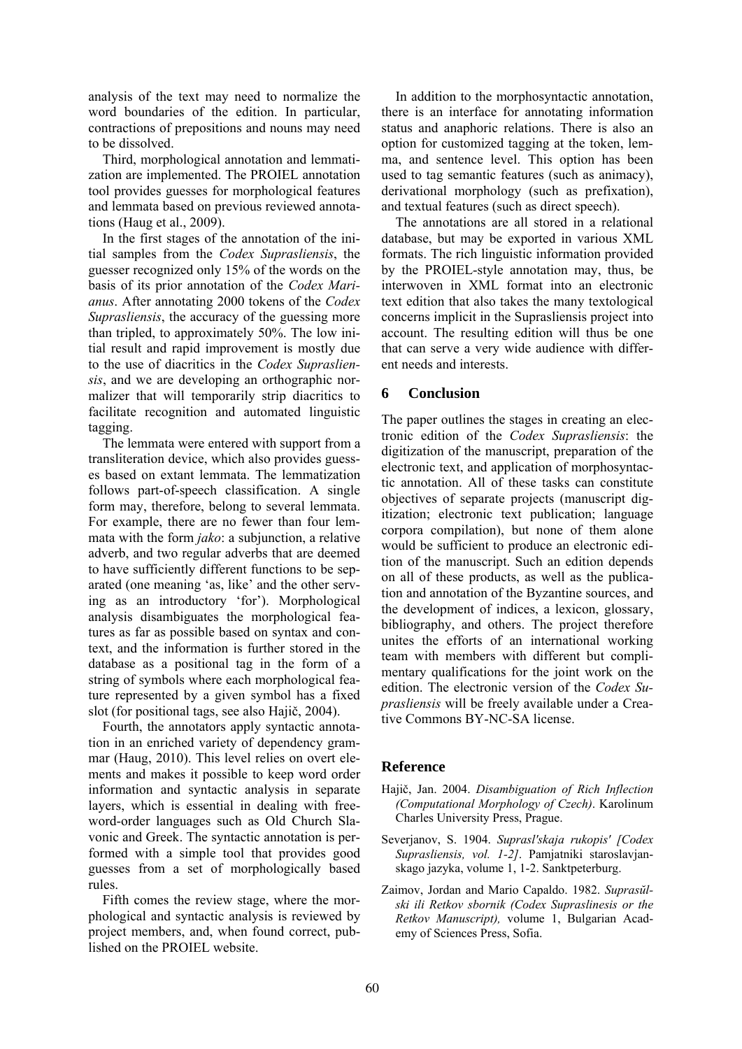analysis of the text may need to normalize the word boundaries of the edition. In particular, contractions of prepositions and nouns may need to be dissolved.

Third, morphological annotation and lemmatization are implemented. The PROIEL annotation tool provides guesses for morphological features and lemmata based on previous reviewed annotations (Haug et al., 2009).

In the first stages of the annotation of the initial samples from the *Codex Suprasliensis*, the guesser recognized only 15% of the words on the basis of its prior annotation of the *Codex Marianus*. After annotating 2000 tokens of the *Codex Suprasliensis*, the accuracy of the guessing more than tripled, to approximately 50%. The low initial result and rapid improvement is mostly due to the use of diacritics in the *Codex Suprasliensis*, and we are developing an orthographic normalizer that will temporarily strip diacritics to facilitate recognition and automated linguistic tagging.

The lemmata were entered with support from a transliteration device, which also provides guesses based on extant lemmata. The lemmatization follows part-of-speech classification. A single form may, therefore, belong to several lemmata. For example, there are no fewer than four lemmata with the form *jako*: a subjunction, a relative adverb, and two regular adverbs that are deemed to have sufficiently different functions to be separated (one meaning 'as, like' and the other serving as an introductory 'for'). Morphological analysis disambiguates the morphological features as far as possible based on syntax and context, and the information is further stored in the database as a positional tag in the form of a string of symbols where each morphological feature represented by a given symbol has a fixed slot (for positional tags, see also Hajič, 2004).

Fourth, the annotators apply syntactic annotation in an enriched variety of dependency grammar (Haug, 2010). This level relies on overt elements and makes it possible to keep word order information and syntactic analysis in separate layers, which is essential in dealing with free-word-order languages such as Old Church Slavonic and Greek. The syntactic annotation is performed with a simple tool that provides good guesses from a set of morphologically based rules.

Fifth comes the review stage, where the morphological and syntactic analysis is reviewed by project members, and, when found correct, published on the PROIEL website.

In addition to the morphosyntactic annotation, there is an interface for annotating information status and anaphoric relations. There is also an option for customized tagging at the token, lemma, and sentence level. This option has been used to tag semantic features (such as animacy), derivational morphology (such as prefixation), and textual features (such as direct speech).

The annotations are all stored in a relational database, but may be exported in various XML formats. The rich linguistic information provided by the PROIEL-style annotation may, thus, be interwoven in XML format into an electronic text edition that also takes the many textological concerns implicit in the Suprasliensis project into account. The resulting edition will thus be one that can serve a very wide audience with different needs and interests.

## 6 Conclusion

The paper outlines the stages in creating an electronic edition of the *Codex Suprasliensis*: the digitization of the manuscript, preparation of the electronic text, and application of morphosyntactic annotation. All of these tasks can constitute objectives of separate projects (manuscript digitization; electronic text publication; language corpora compilation), but none of them alone would be sufficient to produce an electronic edition of the manuscript. Such an edition depends on all of these products, as well as the publication and annotation of the Byzantine sources, and the development of indices, a lexicon, glossary, bibliography, and others. The project therefore unites the efforts of an international working team with members with different but complimentary qualifications for the joint work on the edition. The electronic version of the *Codex Suprasliensis* will be freely available under a Creative Commons BY-NC-SA license.

## Reference

Hajič, Jan. 2004. *Disambiguation of Rich Inflection (Computational Morphology of Czech)*. Karolinum Charles University Press, Prague.

Severjanov, S. 1904. *Suprasl'skaja rukopis' [Codex Suprasliensis, vol. 1-2]*. Pamjatniki staroslavjanskago jazyka, volume 1, 1-2. Sanktpeterburg.

Zaimov, Jordan and Mario Capaldo. 1982. *Suprasŭlski ili Retkov sbornik (Codex Supraslinesis or the Retkov Manuscript),* volume 1, Bulgarian Academy of Sciences Press, Sofia.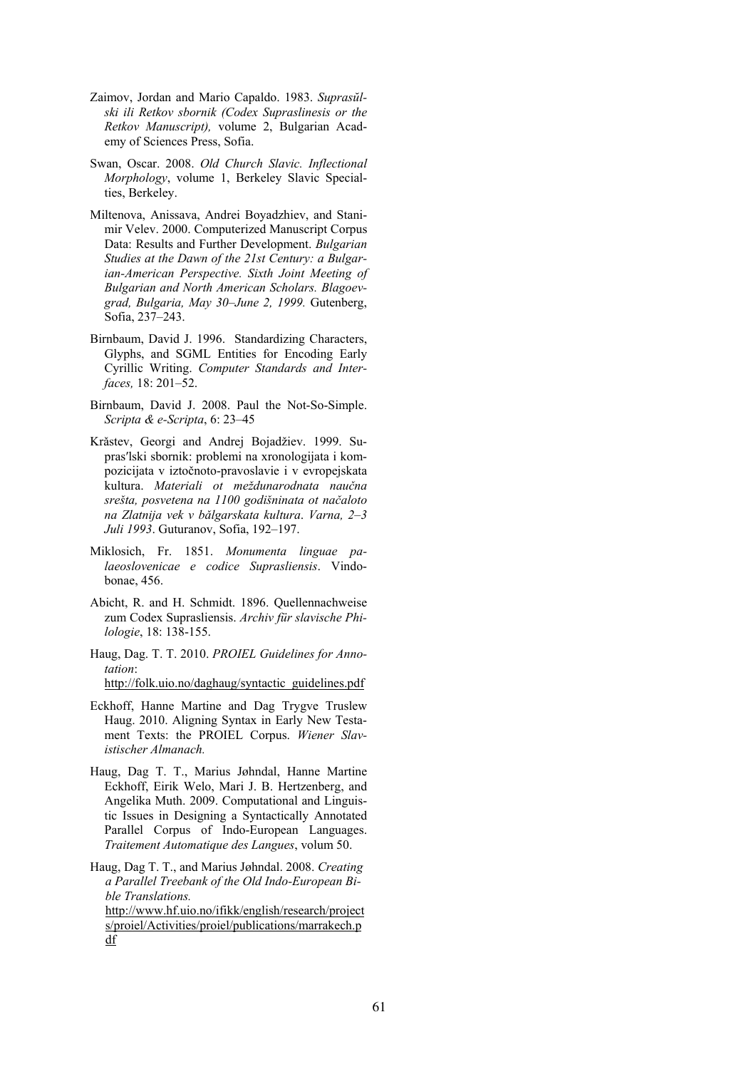Zaimov, Jordan and Mario Capaldo. 1983. *Suprasŭlski ili Retkov sbornik (Codex Supraslinesis or the Retkov Manuscript),* volume 2, Bulgarian Academy of Sciences Press, Sofia.

Swan, Oscar. 2008. *Old Church Slavic. Inflectional Morphology*, volume 1, Berkeley Slavic Specialties, Berkeley.

Miltenova, Anissava, Andrei Boyadzhiev, and Stanimir Velev. 2000. Computerized Manuscript Corpus Data: Results and Further Development. *Bulgarian Studies at the Dawn of the 21st Century: a Bulgarian-American Perspective. Sixth Joint Meeting of Bulgarian and North American Scholars. Blagoevgrad, Bulgaria, May 30–June 2, 1999.* Gutenberg, Sofia, 237–243.

Birnbaum, David J. 1996. Standardizing Characters, Glyphs, and SGML Entities for Encoding Early Cyrillic Writing. *Computer Standards and Interfaces,* 18: 201–52.

Birnbaum, David J. 2008. Paul the Not-So-Simple. *Scripta & e-Scripta*, 6: 23–45

Krăstev, Georgi and Andrej Bojadžiev. 1999. Supras′lski sbornik: problemi na xronologijata i kompozicijata v iztočnoto-pravoslavie i v evropejskata kultura. *Materiali ot meždunarodnata naučna srešta, posvetena na 1100 godišninata ot načaloto na Zlatnija vek v bălgarskata kultura*. *Varna, 2–3 Juli 1993*. Guturanov, Sofia, 192–197.

Miklosich, Fr. 1851. *Monumenta linguae palaeoslovenicae e codice Suprasliensis*. Vindobonae, 456.

Abicht, R. and H. Schmidt. 1896. Quellennachweise zum Codex Suprasliensis. *Archiv für slavische Philologie*, 18: 138-155.

Haug, Dag. T. T. 2010. *PROIEL Guidelines for Annotation*: http://folk.uio.no/daghaug/syntactic_guidelines.pdf

Eckhoff, Hanne Martine and Dag Trygve Truslew Haug. 2010. Aligning Syntax in Early New Testament Texts: the PROIEL Corpus. *Wiener Slavistischer Almanach.*

Haug, Dag T. T., Marius Jøhndal, Hanne Martine Eckhoff, Eirik Welo, Mari J. B. Hertzenberg, and Angelika Muth. 2009. Computational and Linguistic Issues in Designing a Syntactically Annotated Parallel Corpus of Indo-European Languages. *Traitement Automatique des Langues*, volum 50.

Haug, Dag T. T., and Marius Jøhndal. 2008. *Creating a Parallel Treebank of the Old Indo-European Bible Translations.* http://www.hf.uio.no/ifikk/english/research/projects/proiel/Activities/proiel/publications/marrakech.pdf